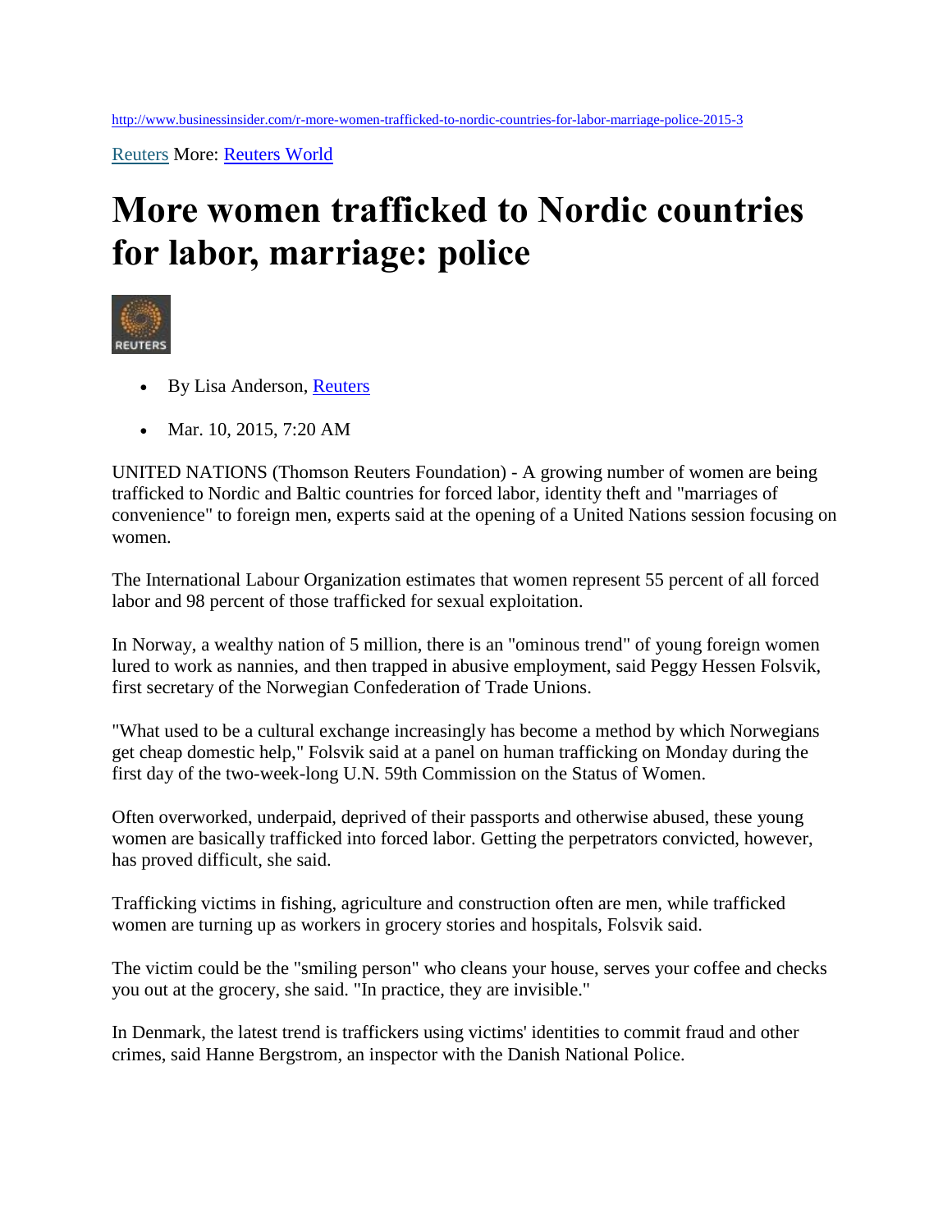http://www.businessinsider.com/r-more-women-trafficked-to-nordic-countries-for-labor-marriage-police-2015-3

Reuters More: Reuters World

# More women trafficked to Nordic countries for labor, marriage: police

- By Lisa Anderson, Reuters
- Mar. 10, 2015, 7:20 AM

UNITED NATIONS (Thomson Reuters Foundation) - A growing number of women are being trafficked to Nordic and Baltic countries for forced labor, identity theft and "marriages of convenience" to foreign men, experts said at the opening of a United Nations session focusing on women.

The International Labour Organization estimates that women represent 55 percent of all forced labor and 98 percent of those trafficked for sexual exploitation.

In Norway, a wealthy nation of 5 million, there is an "ominous trend" of young foreign women lured to work as nannies, and then trapped in abusive employment, said Peggy Hessen Folsvik, first secretary of the Norwegian Confederation of Trade Unions.

"What used to be a cultural exchange increasingly has become a method by which Norwegians get cheap domestic help," Folsvik said at a panel on human trafficking on Monday during the first day of the two-week-long U.N. 59th Commission on the Status of Women.

Often overworked, underpaid, deprived of their passports and otherwise abused, these young women are basically trafficked into forced labor. Getting the perpetrators convicted, however, has proved difficult, she said.

Trafficking victims in fishing, agriculture and construction often are men, while trafficked women are turning up as workers in grocery stories and hospitals, Folsvik said.

The victim could be the "smiling person" who cleans your house, serves your coffee and checks you out at the grocery, she said. "In practice, they are invisible."

In Denmark, the latest trend is traffickers using victims' identities to commit fraud and other crimes, said Hanne Bergstrom, an inspector with the Danish National Police.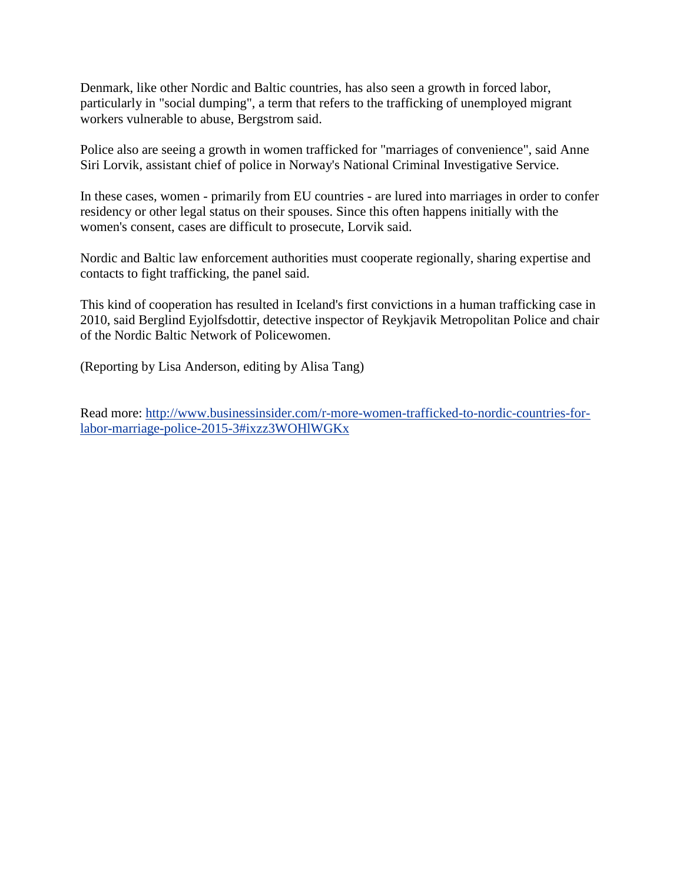Denmark, like other Nordic and Baltic countries, has also seen a growth in forced labor, particularly in "social dumping", a term that refers to the trafficking of unemployed migrant workers vulnerable to abuse, Bergstrom said.

Police also are seeing a growth in women trafficked for "marriages of convenience", said Anne Siri Lorvik, assistant chief of police in Norway's National Criminal Investigative Service.

In these cases, women - primarily from EU countries - are lured into marriages in order to confer residency or other legal status on their spouses. Since this often happens initially with the women's consent, cases are difficult to prosecute, Lorvik said.

Nordic and Baltic law enforcement authorities must cooperate regionally, sharing expertise and contacts to fight trafficking, the panel said.

This kind of cooperation has resulted in Iceland's first convictions in a human trafficking case in 2010, said Berglind Eyjolfsdottir, detective inspector of Reykjavik Metropolitan Police and chair of the Nordic Baltic Network of Policewomen.

(Reporting by Lisa Anderson, editing by Alisa Tang)

Read more: [http://www.businessinsider.com/r-more-women-trafficked-to-nordic-countries-for-labor-marriage-police-2015-3#ixzz3WOHlWGKx](http://www.businessinsider.com/r-more-women-trafficked-to-nordic-countries-for-labor-marriage-police-2015-3#ixzz3WOHlWGKx)